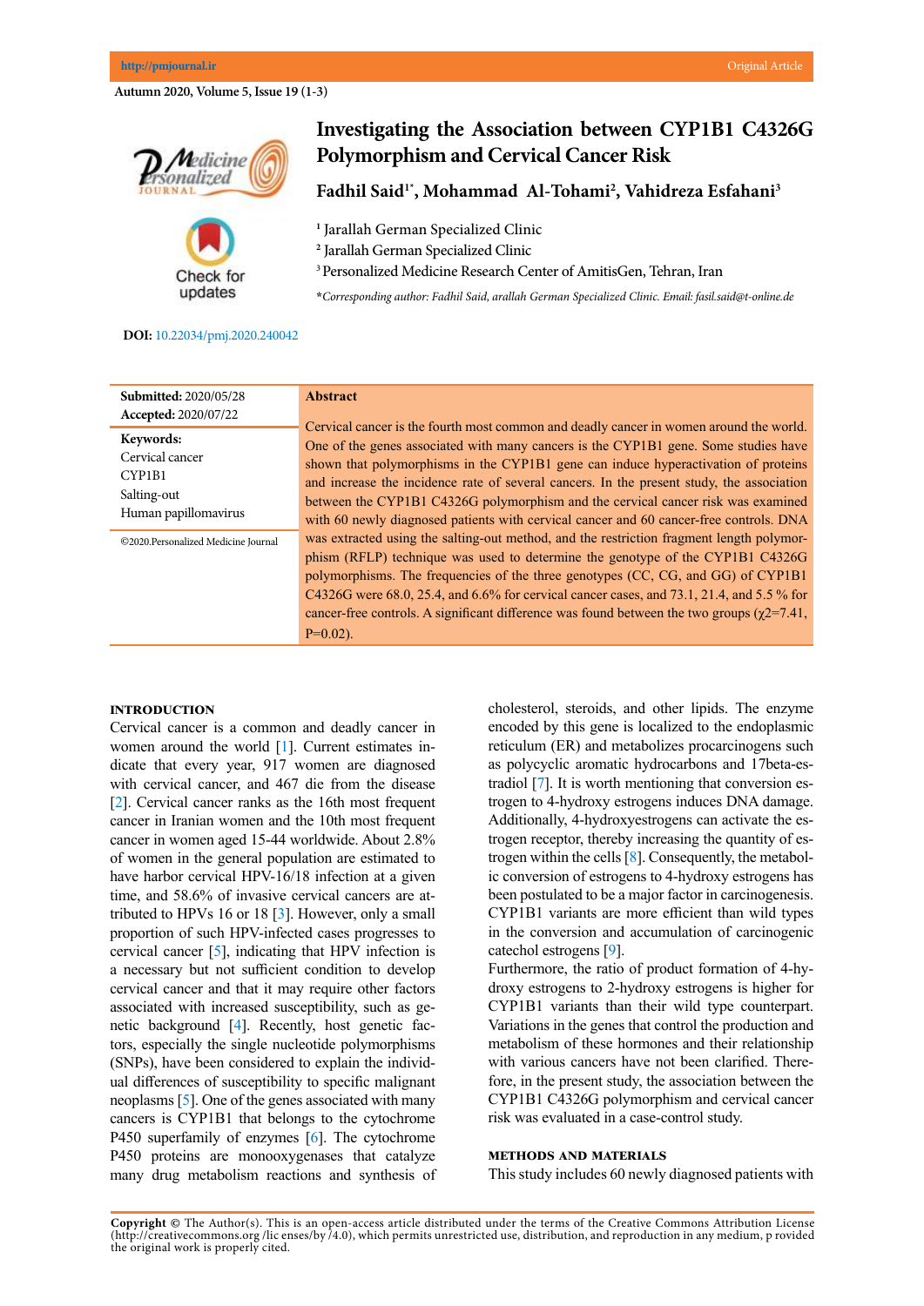Original Article

DOI: 10.22034/pmj.2020.240042

# Investigating the Association between CYP1B1 C4326G Polymorphism and Cervical Cancer Risk

**Fadhil Said[1*], Mohammad Al-Tohami[2], Vahidreza Esfahani[3]**

[1] Jarallah German Specialized Clinic
[2] Jarallah German Specialized Clinic
[3] Personalized Medicine Research Center of AmitisGen, Tehran, Iran

*\*Corresponding author: Fadhil Said, arallah German Specialized Clinic. Email: fasil.said@t-online.de*

**Submitted:** 2020/05/28
**Accepted:** 2020/07/22

**Keywords:**
Cervical cancer
CYP1B1
Salting-out
Human papillomavirus

©2020.Personalized Medicine Journal

## Abstract

Cervical cancer is the fourth most common and deadly cancer in women around the world. One of the genes associated with many cancers is the CYP1B1 gene. Some studies have shown that polymorphisms in the CYP1B1 gene can induce hyperactivation of proteins and increase the incidence rate of several cancers. In the present study, the association between the CYP1B1 C4326G polymorphism and the cervical cancer risk was examined with 60 newly diagnosed patients with cervical cancer and 60 cancer-free controls. DNA was extracted using the salting-out method, and the restriction fragment length polymorphism (RFLP) technique was used to determine the genotype of the CYP1B1 C4326G polymorphisms. The frequencies of the three genotypes (CC, CG, and GG) of CYP1B1 C4326G were 68.0, 25.4, and 6.6% for cervical cancer cases, and 73.1, 21.4, and 5.5 % for cancer-free controls. A significant difference was found between the two groups ($\chi 2$=7.41, P=0.02).

## INTRODUCTION

Cervical cancer is a common and deadly cancer in women around the world [1]. Current estimates indicate that every year, 917 women are diagnosed with cervical cancer, and 467 die from the disease [2]. Cervical cancer ranks as the 16th most frequent cancer in Iranian women and the 10th most frequent cancer in women aged 15-44 worldwide. About 2.8% of women in the general population are estimated to have harbor cervical HPV-16/18 infection at a given time, and 58.6% of invasive cervical cancers are attributed to HPVs 16 or 18 [3]. However, only a small proportion of such HPV-infected cases progresses to cervical cancer [5], indicating that HPV infection is a necessary but not sufficient condition to develop cervical cancer and that it may require other factors associated with increased susceptibility, such as genetic background [4]. Recently, host genetic factors, especially the single nucleotide polymorphisms (SNPs), have been considered to explain the individual differences of susceptibility to specific malignant neoplasms [5]. One of the genes associated with many cancers is CYP1B1 that belongs to the cytochrome P450 superfamily of enzymes [6]. The cytochrome P450 proteins are monooxygenases that catalyze many drug metabolism reactions and synthesis of cholesterol, steroids, and other lipids. The enzyme encoded by this gene is localized to the endoplasmic reticulum (ER) and metabolizes procarcinogens such as polycyclic aromatic hydrocarbons and 17beta-estradiol [7]. It is worth mentioning that conversion estrogen to 4-hydroxy estrogens induces DNA damage. Additionally, 4-hydroxyestrogens can activate the estrogen receptor, thereby increasing the quantity of estrogen within the cells [8]. Consequently, the metabolic conversion of estrogens to 4-hydroxy estrogens has been postulated to be a major factor in carcinogenesis. CYP1B1 variants are more efficient than wild types in the conversion and accumulation of carcinogenic catechol estrogens [9].

Furthermore, the ratio of product formation of 4-hydroxy estrogens to 2-hydroxy estrogens is higher for CYP1B1 variants than their wild type counterpart. Variations in the genes that control the production and metabolism of these hormones and their relationship with various cancers have not been clarified. Therefore, in the present study, the association between the CYP1B1 C4326G polymorphism and cervical cancer risk was evaluated in a case-control study.

## METHODS AND MATERIALS

This study includes 60 newly diagnosed patients with

**Copyright ©** The Author(s). This is an open-access article distributed under the terms of the Creative Commons Attribution License (http://creativecommons.org /lic enses/by /4.0), which permits unrestricted use, distribution, and reproduction in any medium, p rovided the original work is properly cited.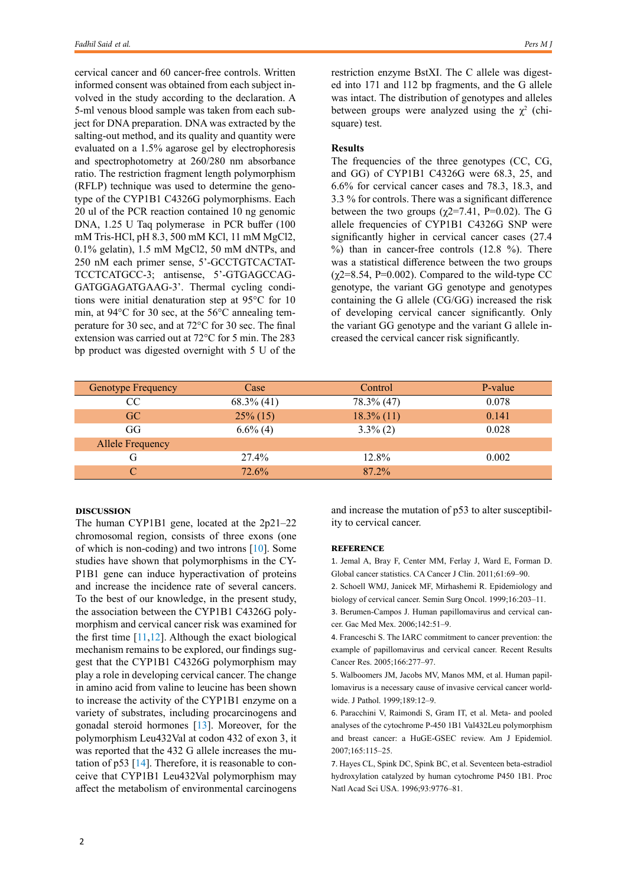cervical cancer and 60 cancer-free controls. Written informed consent was obtained from each subject involved in the study according to the declaration. A 5-ml venous blood sample was taken from each subject for DNA preparation. DNA was extracted by the salting-out method, and its quality and quantity were evaluated on a 1.5% agarose gel by electrophoresis and spectrophotometry at 260/280 nm absorbance ratio. The restriction fragment length polymorphism (RFLP) technique was used to determine the genotype of the CYP1B1 C4326G polymorphisms. Each 20 ul of the PCR reaction contained 10 ng genomic DNA, 1.25 U Taq polymerase in PCR buffer (100 mM Tris-HCl, pH 8.3, 500 mM KCl, 11 mM MgCl2, 0.1% gelatin), 1.5 mM MgCl2, 50 mM dNTPs, and 250 nM each primer sense, 5'-GCCTGTCACTATTCCTCATGCC-3; antisense, 5'-GTGAGCCAGGATGGAGATGAAG-3'. Thermal cycling conditions were initial denaturation step at 95°C for 10 min, at 94°C for 30 sec, at the 56°C annealing temperature for 30 sec, and at 72°C for 30 sec. The final extension was carried out at 72°C for 5 min. The 283 bp product was digested overnight with 5 U of the restriction enzyme BstXI. The C allele was digested into 171 and 112 bp fragments, and the G allele was intact. The distribution of genotypes and alleles between groups were analyzed using the $\chi^2$ (chi-square) test.

## Results

The frequencies of the three genotypes (CC, CG, and GG) of CYP1B1 C4326G were 68.3, 25, and 6.6% for cervical cancer cases and 78.3, 18.3, and 3.3 % for controls. There was a significant difference between the two groups ($\chi 2$=7.41, P=0.02). The G allele frequencies of CYP1B1 C4326G SNP were significantly higher in cervical cancer cases (27.4 %) than in cancer-free controls (12.8 %). There was a statistical difference between the two groups ($\chi 2$=8.54, P=0.002). Compared to the wild-type CC genotype, the variant GG genotype and genotypes containing the G allele (CG/GG) increased the risk of developing cervical cancer significantly. Only the variant GG genotype and the variant G allele increased the cervical cancer risk significantly.

| Genotype Frequency | Case | Control | P-value |
|---|---|---|---|
| CC | 68.3% (41) | 78.3% (47) | 0.078 |
| GC | 25% (15) | 18.3% (11) | 0.141 |
| GG | 6.6% (4) | 3.3% (2) | 0.028 |
| Allele Frequency | | | |
| G | 27.4% | 12.8% | 0.002 |
| C | 72.6% | 87.2% | |

## DISCUSSION

The human CYP1B1 gene, located at the 2p21–22 chromosomal region, consists of three exons (one of which is non-coding) and two introns [10]. Some studies have shown that polymorphisms in the CYP1B1 gene can induce hyperactivation of proteins and increase the incidence rate of several cancers. To the best of our knowledge, in the present study, the association between the CYP1B1 C4326G polymorphism and cervical cancer risk was examined for the first time [11,12]. Although the exact biological mechanism remains to be explored, our findings suggest that the CYP1B1 C4326G polymorphism may play a role in developing cervical cancer. The change in amino acid from valine to leucine has been shown to increase the activity of the CYP1B1 enzyme on a variety of substrates, including procarcinogens and gonadal steroid hormones [13]. Moreover, for the polymorphism Leu432Val at codon 432 of exon 3, it was reported that the 432 G allele increases the mutation of p53 [14]. Therefore, it is reasonable to conceive that CYP1B1 Leu432Val polymorphism may affect the metabolism of environmental carcinogens and increase the mutation of p53 to alter susceptibility to cervical cancer.

## REFERENCE

1. Jemal A, Bray F, Center MM, Ferlay J, Ward E, Forman D. Global cancer statistics. CA Cancer J Clin. 2011;61:69–90.
2. Schoell WMJ, Janicek MF, Mirhashemi R. Epidemiology and biology of cervical cancer. Semin Surg Oncol. 1999;16:203–11.
3. Berumen-Campos J. Human papillomavirus and cervical cancer. Gac Med Mex. 2006;142:51–9.
4. Franceschi S. The IARC commitment to cancer prevention: the example of papillomavirus and cervical cancer. Recent Results Cancer Res. 2005;166:277–97.
5. Walboomers JM, Jacobs MV, Manos MM, et al. Human papillomavirus is a necessary cause of invasive cervical cancer worldwide. J Pathol. 1999;189:12–9.
6. Paracchini V, Raimondi S, Gram IT, et al. Meta- and pooled analyses of the cytochrome P-450 1B1 Val432Leu polymorphism and breast cancer: a HuGE-GSEC review. Am J Epidemiol. 2007;165:115–25.
7. Hayes CL, Spink DC, Spink BC, et al. Seventeen beta-estradiol hydroxylation catalyzed by human cytochrome P450 1B1. Proc Natl Acad Sci USA. 1996;93:9776–81.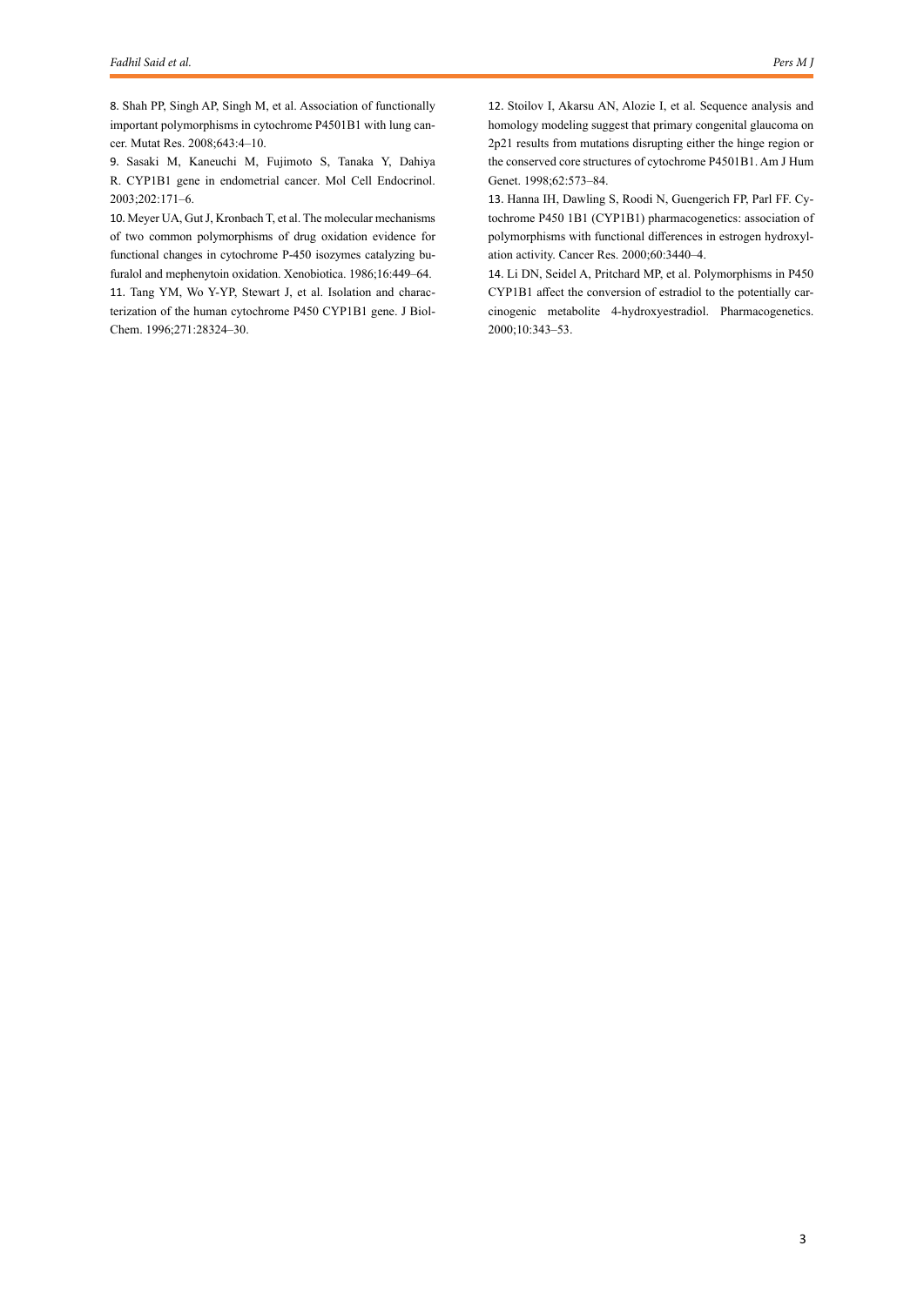8. Shah PP, Singh AP, Singh M, et al. Association of functionally important polymorphisms in cytochrome P4501B1 with lung cancer. Mutat Res. 2008;643:4–10.

9. Sasaki M, Kaneuchi M, Fujimoto S, Tanaka Y, Dahiya R. CYP1B1 gene in endometrial cancer. Mol Cell Endocrinol. 2003;202:171–6.

10. Meyer UA, Gut J, Kronbach T, et al. The molecular mechanisms of two common polymorphisms of drug oxidation evidence for functional changes in cytochrome P-450 isozymes catalyzing bufuralol and mephenytoin oxidation. Xenobiotica. 1986;16:449–64.

11. Tang YM, Wo Y-YP, Stewart J, et al. Isolation and characterization of the human cytochrome P450 CYP1B1 gene. J BiolChem. 1996;271:28324–30.

12. Stoilov I, Akarsu AN, Alozie I, et al. Sequence analysis and homology modeling suggest that primary congenital glaucoma on 2p21 results from mutations disrupting either the hinge region or the conserved core structures of cytochrome P4501B1. Am J Hum Genet. 1998;62:573–84.

13. Hanna IH, Dawling S, Roodi N, Guengerich FP, Parl FF. Cytochrome P450 1B1 (CYP1B1) pharmacogenetics: association of polymorphisms with functional differences in estrogen hydroxylation activity. Cancer Res. 2000;60:3440–4.

14. Li DN, Seidel A, Pritchard MP, et al. Polymorphisms in P450 CYP1B1 affect the conversion of estradiol to the potentially carcinogenic metabolite 4-hydroxyestradiol. Pharmacogenetics. 2000;10:343–53.